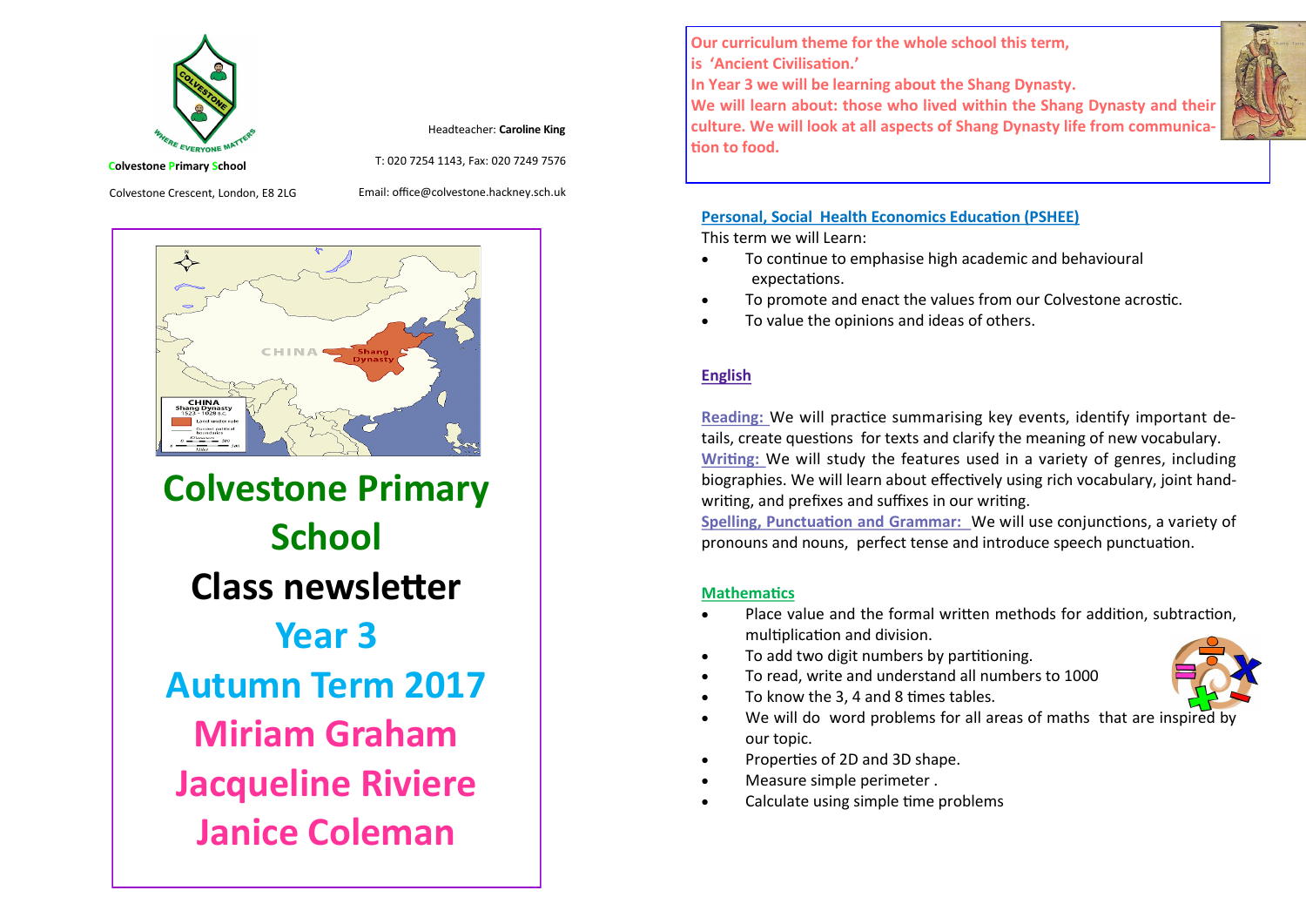Colvestone Primary School

Colvestone Crescent, London, E8 2LG

Headteacher: **Caroline King**

T: 020 7254 1143, Fax: 020 7249 7576

Email: office@colvestone.hackney.sch.uk

# Colvestone Primary School

# Class newsletter

# Year 3

# Autumn Term 2017

## Miriam Graham

## Jacqueline Riviere

## Janice Coleman

**Our curriculum theme for the whole school this term, is 'Ancient Civilisation.'**
**In Year 3 we will be learning about the Shang Dynasty.**
**We will learn about: those who lived within the Shang Dynasty and their culture. We will look at all aspects of Shang Dynasty life from communication to food.**

## Personal, Social Health Economics Education (PSHEE)

This term we will Learn:

- To continue to emphasise high academic and behavioural expectations.
- To promote and enact the values from our Colvestone acrostic.
- To value the opinions and ideas of others.

## English

**Reading:** We will practice summarising key events, identify important details, create questions for texts and clarify the meaning of new vocabulary.
**Writing:** We will study the features used in a variety of genres, including biographies. We will learn about effectively using rich vocabulary, joint handwriting, and prefixes and suffixes in our writing.
**Spelling, Punctuation and Grammar:** We will use conjunctions, a variety of pronouns and nouns, perfect tense and introduce speech punctuation.

## Mathematics

- Place value and the formal written methods for addition, subtraction, multiplication and division.
- To add two digit numbers by partitioning.
- To read, write and understand all numbers to 1000
- To know the 3, 4 and 8 times tables.
- We will do word problems for all areas of maths that are inspired by our topic.
- Properties of 2D and 3D shape.
- Measure simple perimeter .
- Calculate using simple time problems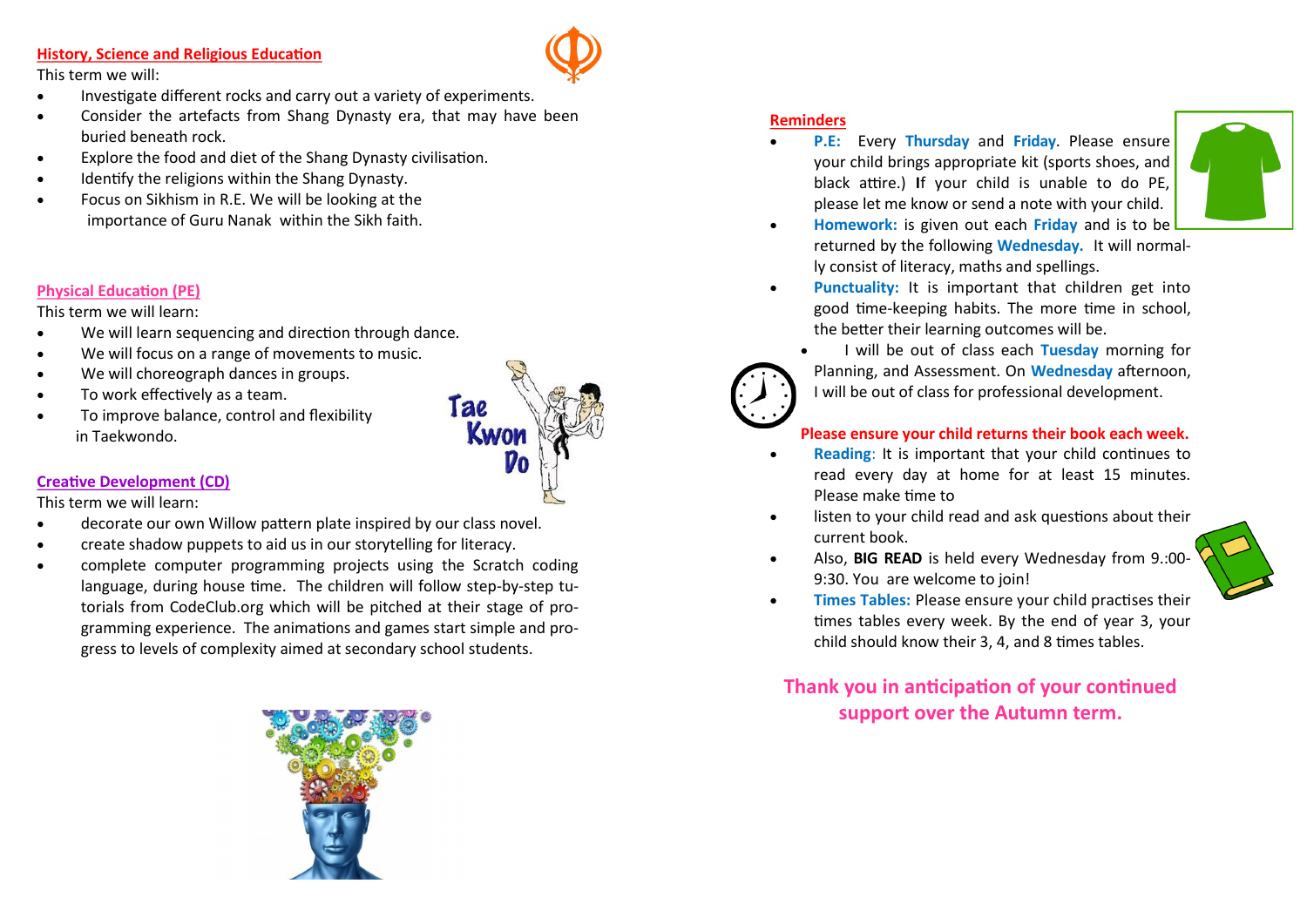## History, Science and Religious Education

This term we will:

- Investigate different rocks and carry out a variety of experiments.
- Consider the artefacts from Shang Dynasty era, that may have been buried beneath rock.
- Explore the food and diet of the Shang Dynasty civilisation.
- Identify the religions within the Shang Dynasty.
- Focus on Sikhism in R.E. We will be looking at the importance of Guru Nanak within the Sikh faith.

## Physical Education (PE)

This term we will learn:

- We will learn sequencing and direction through dance.
- We will focus on a range of movements to music.
- We will choreograph dances in groups.
- To work effectively as a team.
- To improve balance, control and flexibility in Taekwondo.

## Creative Development (CD)

This term we will learn:

- decorate our own Willow pattern plate inspired by our class novel.
- create shadow puppets to aid us in our storytelling for literacy.
- complete computer programming projects using the Scratch coding language, during house time. The children will follow step-by-step tutorials from CodeClub.org which will be pitched at their stage of programming experience. The animations and games start simple and progress to levels of complexity aimed at secondary school students.

## Reminders

- **P.E:** Every **Thursday** and **Friday**. Please ensure your child brings appropriate kit (sports shoes, and black attire.) **If** your child is unable to do PE, please let me know or send a note with your child.
- **Homework:** is given out each **Friday** and is to be returned by the following **Wednesday.** It will normally consist of literacy, maths and spellings.
- **Punctuality:** It is important that children get into good time-keeping habits. The more time in school, the better their learning outcomes will be.
- I will be out of class each **Tuesday** morning for Planning, and Assessment. On **Wednesday** afternoon, I will be out of class for professional development.

**Please ensure your child returns their book each week.**

- **Reading**: It is important that your child continues to read every day at home for at least 15 minutes. Please make time to
- listen to your child read and ask questions about their current book.
- Also, **BIG READ** is held every Wednesday from 9.:00-9:30. You are welcome to join!
- **Times Tables:** Please ensure your child practises their times tables every week. By the end of year 3, your child should know their 3, 4, and 8 times tables.

**Thank you in anticipation of your continued support over the Autumn term.**